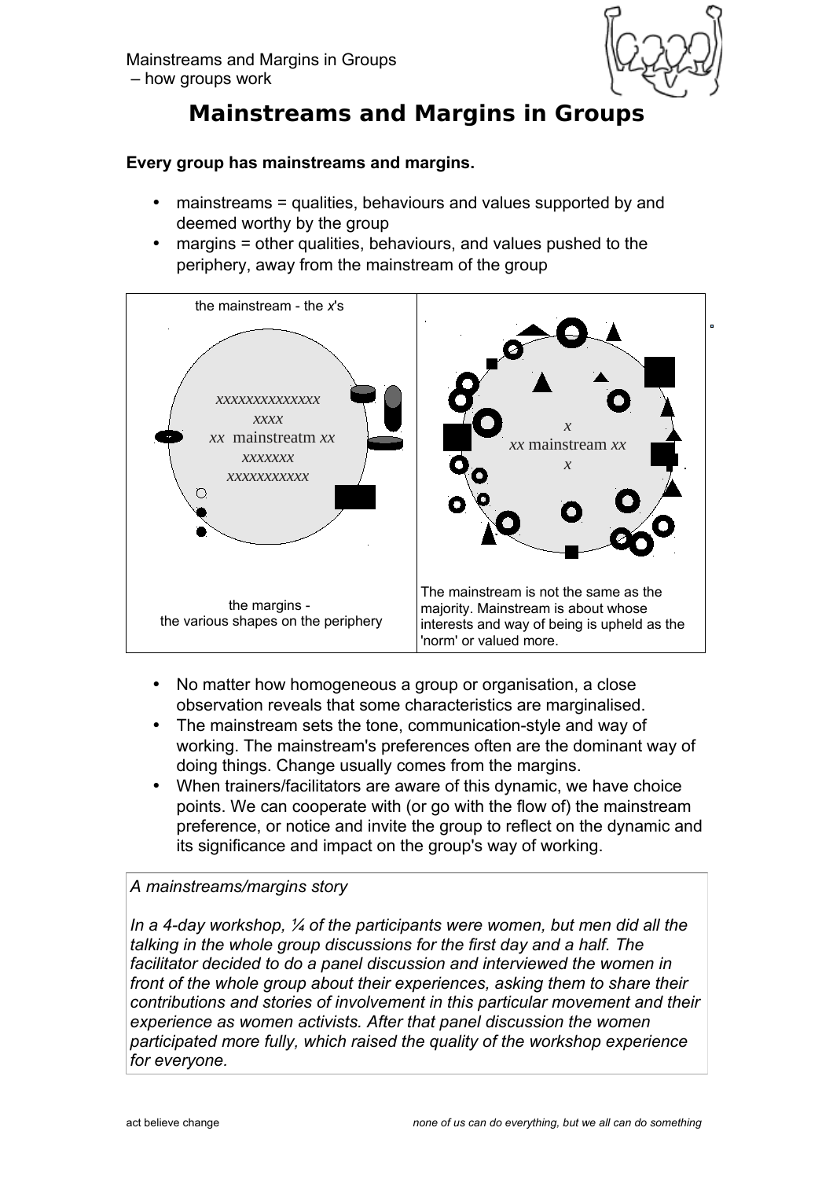# Mainstreams and Margins in Groups

**Every group has mainstreams and margins.**

- mainstreams = qualities, behaviours and values supported by and deemed worthy by the group
- margins = other qualities, behaviours, and values pushed to the periphery, away from the mainstream of the group

| the mainstream - the *x*'s | |
|---|---|
| *xxxxxxxxxxxxx* *xxxx* *xx* mainstreatm *xx* *xxxxxx* *xxxxxxxxxx* | *x* *xx* mainstream *xx* *x* |
| the margins - the various shapes on the periphery | The mainstream is not the same as the majority. Mainstream is about whose interests and way of being is upheld as the 'norm' or valued more. |

- No matter how homogeneous a group or organisation, a close observation reveals that some characteristics are marginalised.
- The mainstream sets the tone, communication-style and way of working. The mainstream's preferences often are the dominant way of doing things. Change usually comes from the margins.
- When trainers/facilitators are aware of this dynamic, we have choice points. We can cooperate with (or go with the flow of) the mainstream preference, or notice and invite the group to reflect on the dynamic and its significance and impact on the group's way of working.

*A mainstreams/margins story*

*In a 4-day workshop, ¼ of the participants were women, but men did all the talking in the whole group discussions for the first day and a half. The facilitator decided to do a panel discussion and interviewed the women in front of the whole group about their experiences, asking them to share their contributions and stories of involvement in this particular movement and their experience as women activists. After that panel discussion the women participated more fully, which raised the quality of the workshop experience for everyone.*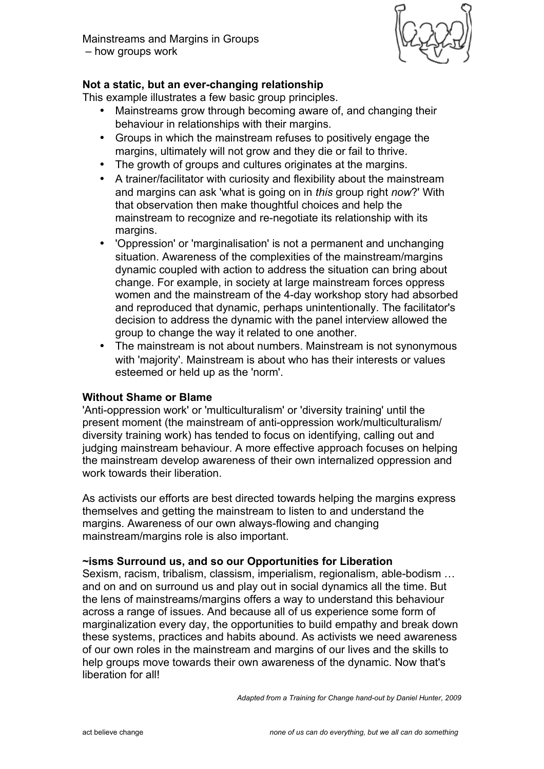**Not a static, but an ever-changing relationship**

This example illustrates a few basic group principles.

- Mainstreams grow through becoming aware of, and changing their behaviour in relationships with their margins.
- Groups in which the mainstream refuses to positively engage the margins, ultimately will not grow and they die or fail to thrive.
- The growth of groups and cultures originates at the margins.
- A trainer/facilitator with curiosity and flexibility about the mainstream and margins can ask 'what is going on in *this* group right *now*?' With that observation then make thoughtful choices and help the mainstream to recognize and re-negotiate its relationship with its margins.
- 'Oppression' or 'marginalisation' is not a permanent and unchanging situation. Awareness of the complexities of the mainstream/margins dynamic coupled with action to address the situation can bring about change. For example, in society at large mainstream forces oppress women and the mainstream of the 4-day workshop story had absorbed and reproduced that dynamic, perhaps unintentionally. The facilitator's decision to address the dynamic with the panel interview allowed the group to change the way it related to one another.
- The mainstream is not about numbers. Mainstream is not synonymous with 'majority'. Mainstream is about who has their interests or values esteemed or held up as the 'norm'.

**Without Shame or Blame**

'Anti-oppression work' or 'multiculturalism' or 'diversity training' until the present moment (the mainstream of anti-oppression work/multiculturalism/ diversity training work) has tended to focus on identifying, calling out and judging mainstream behaviour. A more effective approach focuses on helping the mainstream develop awareness of their own internalized oppression and work towards their liberation.

As activists our efforts are best directed towards helping the margins express themselves and getting the mainstream to listen to and understand the margins. Awareness of our own always-flowing and changing mainstream/margins role is also important.

**~isms Surround us, and so our Opportunities for Liberation**

Sexism, racism, tribalism, classism, imperialism, regionalism, able-bodism … and on and on surround us and play out in social dynamics all the time. But the lens of mainstreams/margins offers a way to understand this behaviour across a range of issues. And because all of us experience some form of marginalization every day, the opportunities to build empathy and break down these systems, practices and habits abound. As activists we need awareness of our own roles in the mainstream and margins of our lives and the skills to help groups move towards their own awareness of the dynamic. Now that's liberation for all!

*Adapted from a Training for Change hand-out by Daniel Hunter, 2009*